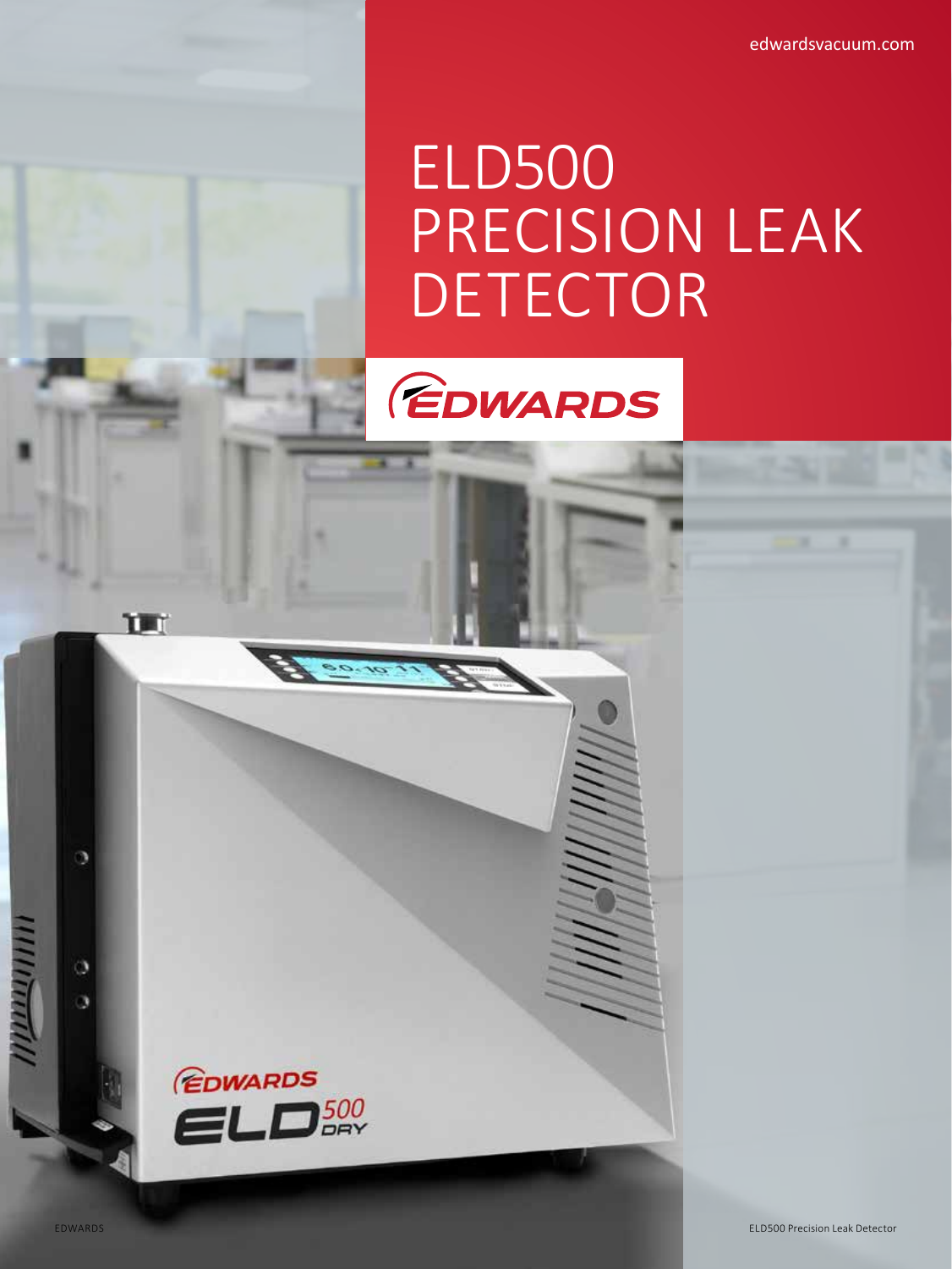edwardsvacuum.com

# ELD500 PRECISION LEAK DETECTOR

EDWARDS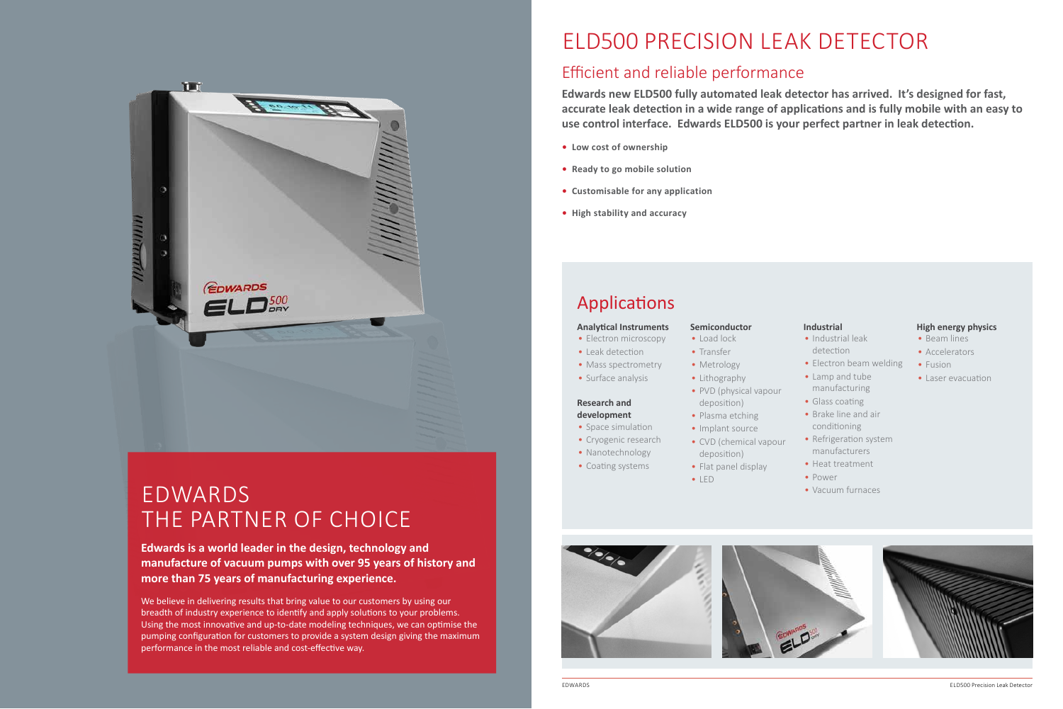# EDWARDS THE PARTNER OF CHOICE

**Edwards is a world leader in the design, technology and manufacture of vacuum pumps with over 95 years of history and more than 75 years of manufacturing experience.**

We believe in delivering results that bring value to our customers by using our breadth of industry experience to identify and apply solutions to your problems. Using the most innovative and up-to-date modeling techniques, we can optimise the pumping configuration for customers to provide a system design giving the maximum performance in the most reliable and cost-effective way.

# ELD500 PRECISION LEAK DETECTOR

## Efficient and reliable performance

**Edwards new ELD500 fully automated leak detector has arrived. It's designed for fast, accurate leak detection in a wide range of applications and is fully mobile with an easy to use control interface. Edwards ELD500 is your perfect partner in leak detection.**

- **Low cost of ownership**
- **Ready to go mobile solution**
- **Customisable for any application**
- **High stability and accuracy**

## Applications

**Analytical Instruments**
- Electron microscopy
- Leak detection
- Mass spectrometry
- Surface analysis

**Research and development**
- Space simulation
- Cryogenic research
- Nanotechnology
- Coating systems

**Semiconductor**
- Load lock
- Transfer
- Metrology
- Lithography
- PVD (physical vapour deposition)
- Plasma etching
- Implant source
- CVD (chemical vapour deposition)
- Flat panel display
- LED

**Industrial**
- Industrial leak detection
- Electron beam welding
- Lamp and tube manufacturing
- Glass coating
- Brake line and air conditioning
- Refrigeration system manufacturers
- Heat treatment
- Power
- Vacuum furnaces

**High energy physics**
- Beam lines
- Accelerators
- Fusion
- Laser evacuation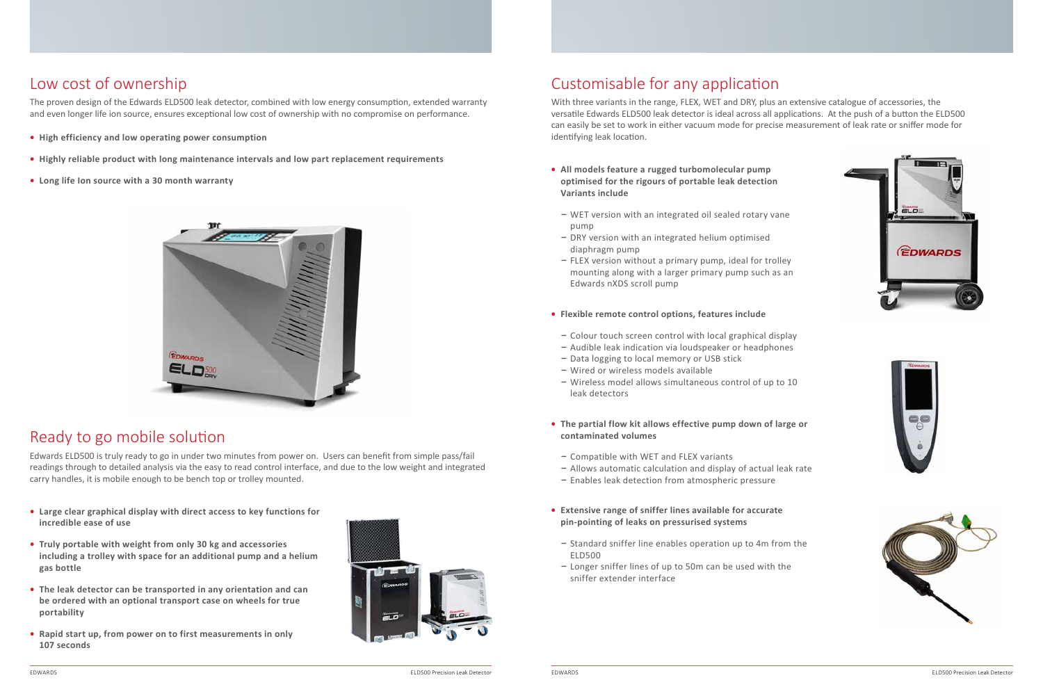## Low cost of ownership

The proven design of the Edwards ELD500 leak detector, combined with low energy consumption, extended warranty and even longer life ion source, ensures exceptional low cost of ownership with no compromise on performance.

- **High efficiency and low operating power consumption**
- **Highly reliable product with long maintenance intervals and low part replacement requirements**
- **Long life Ion source with a 30 month warranty**

## Ready to go mobile solution

Edwards ELD500 is truly ready to go in under two minutes from power on. Users can benefit from simple pass/fail readings through to detailed analysis via the easy to read control interface, and due to the low weight and integrated carry handles, it is mobile enough to be bench top or trolley mounted.

- **Large clear graphical display with direct access to key functions for incredible ease of use**
- **Truly portable with weight from only 30 kg and accessories including a trolley with space for an additional pump and a helium gas bottle**
- **The leak detector can be transported in any orientation and can be ordered with an optional transport case on wheels for true portability**
- **Rapid start up, from power on to first measurements in only 107 seconds**

## Customisable for any application

With three variants in the range, FLEX, WET and DRY, plus an extensive catalogue of accessories, the versatile Edwards ELD500 leak detector is ideal across all applications. At the push of a button the ELD500 can easily be set to work in either vacuum mode for precise measurement of leak rate or sniffer mode for identifying leak location.

- **All models feature a rugged turbomolecular pump optimised for the rigours of portable leak detection Variants include**
  - WET version with an integrated oil sealed rotary vane pump
  - DRY version with an integrated helium optimised diaphragm pump
  - FLEX version without a primary pump, ideal for trolley mounting along with a larger primary pump such as an Edwards nXDS scroll pump
- **Flexible remote control options, features include**
  - Colour touch screen control with local graphical display
  - Audible leak indication via loudspeaker or headphones
  - Data logging to local memory or USB stick
  - Wired or wireless models available
  - Wireless model allows simultaneous control of up to 10 leak detectors
- **The partial flow kit allows effective pump down of large or contaminated volumes**
  - Compatible with WET and FLEX variants
  - Allows automatic calculation and display of actual leak rate
  - Enables leak detection from atmospheric pressure
- **Extensive range of sniffer lines available for accurate pin-pointing of leaks on pressurised systems**
  - Standard sniffer line enables operation up to 4m from the ELD500
  - Longer sniffer lines of up to 50m can be used with the sniffer extender interface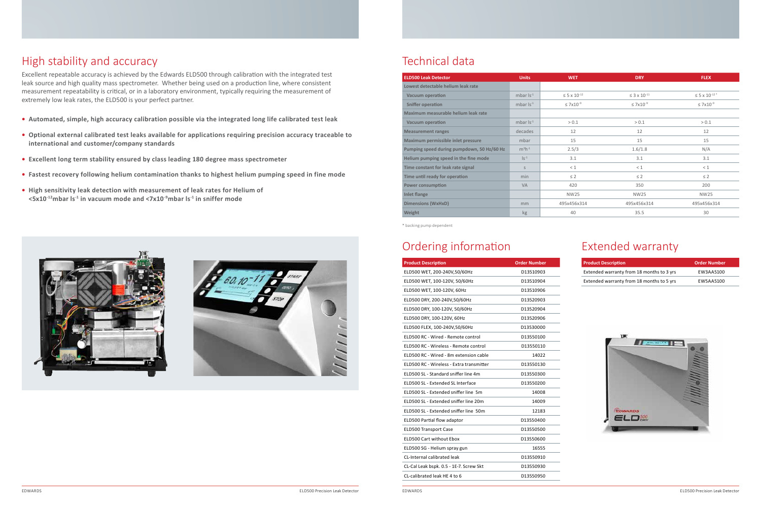# High stability and accuracy

Excellent repeatable accuracy is achieved by the Edwards ELD500 through calibration with the integrated test leak source and high quality mass spectrometer. Whether being used on a production line, where consistent measurement repeatability is critical, or in a laboratory environment, typically requiring the measurement of extremely low leak rates, the ELD500 is your perfect partner.

- **Automated, simple, high accuracy calibration possible via the integrated long life calibrated test leak**
- **Optional external calibrated test leaks available for applications requiring precision accuracy traceable to international and customer/company standards**
- **Excellent long term stability ensured by class leading 180 degree mass spectrometer**
- **Fastest recovery following helium contamination thanks to highest helium pumping speed in fine mode**
- **High sensitivity leak detection with measurement of leak rates for Helium of <5x10$^{-12}$mbar ls$^{-1}$ in vacuum mode and <7x10$^{-9}$mbar ls$^{-1}$ in sniffer mode**

# Technical data

| ELD500 Leak Detector | Units | WET | DRY | FLEX |
|---|---|---|---|---|
| Lowest detectable helium leak rate | | | | |
| Vacuum operation | mbar ls$^{-1}$ | ≤ 5 x 10$^{-12}$ | ≤ 3 x 10$^{-11}$ | ≤ 5 x 10$^{-12}$ * |
| Sniffer operation | mbar ls$^{-1}$ | ≤ 7x10$^{-9}$ | ≤ 7x10$^{-9}$ | ≤ 7x10$^{-9}$ |
| Maximum measurable helium leak rate | | | | |
| Vacuum operation | mbar ls$^{-1}$ | > 0.1 | > 0.1 | > 0.1 |
| Measurement ranges | decades | 12 | 12 | 12 |
| Maximum permissible inlet pressure | mbar | 15 | 15 | 15 |
| Pumping speed during pumpdown, 50 Hz/60 Hz | m$^3$h$^{-1}$ | 2.5/3 | 1.6/1.8 | N/A |
| Helium pumping speed in the fine mode | ls$^{-1}$ | 3.1 | 3.1 | 3.1 |
| Time constant for leak rate signal | s | < 1 | < 1 | < 1 |
| Time until ready for operation | min | ≤ 2 | ≤ 2 | ≤ 2 |
| Power consumption | VA | 420 | 350 | 200 |
| Inlet flange | | NW25 | NW25 | NW25 |
| Dimensions (WxHxD) | mm | 495x456x314 | 495x456x314 | 495x456x314 |
| Weight | kg | 40 | 35.5 | 30 |

\* backing pump dependent

# Ordering information

| Product Description | Order Number |
|---|---|
| ELD500 WET, 200-240V,50/60Hz | D13510903 |
| ELD500 WET, 100-120V, 50/60Hz | D13510904 |
| ELD500 WET, 100-120V, 60Hz | D13510906 |
| ELD500 DRY, 200-240V,50/60Hz | D13520903 |
| ELD500 DRY, 100-120V, 50/60Hz | D13520904 |
| ELD500 DRY, 100-120V, 60Hz | D13520906 |
| ELD500 FLEX, 100-240V,50/60Hz | D13530000 |
| ELD500 RC - Wired - Remote control | D13550100 |
| ELD500 RC - Wireless - Remote control | D13550110 |
| ELD500 RC - Wired - 8m extension cable | 14022 |
| ELD500 RC - Wireless - Extra transmitter | D13550130 |
| ELD500 SL - Standard sniffer line 4m | D13550300 |
| ELD500 SL - Extended SL Interface | D13550200 |
| ELD500 SL - Extended sniffer line 5m | 14008 |
| ELD500 SL - Extended sniffer line 20m | 14009 |
| ELD500 SL - Extended sniffer line 50m | 12183 |
| ELD500 Partial flow adaptor | D13550400 |
| ELD500 Transport Case | D13550500 |
| ELD500 Cart without Ebox | D13550600 |
| ELD500 SG - Helium spray gun | 16555 |
| CL-Internal calibrated leak | D13550910 |
| CL-Cal Leak bspk. 0.5 - 1E-7. Screw Skt | D13550930 |
| CL-calibrated leak HE 4 to 6 | D13550950 |

# Extended warranty

| Product Description | Order Number |
|---|---|
| Extended warranty from 18 months to 3 yrs | EW3AA5100 |
| Extended warranty from 18 months to 5 yrs | EW5AA5100 |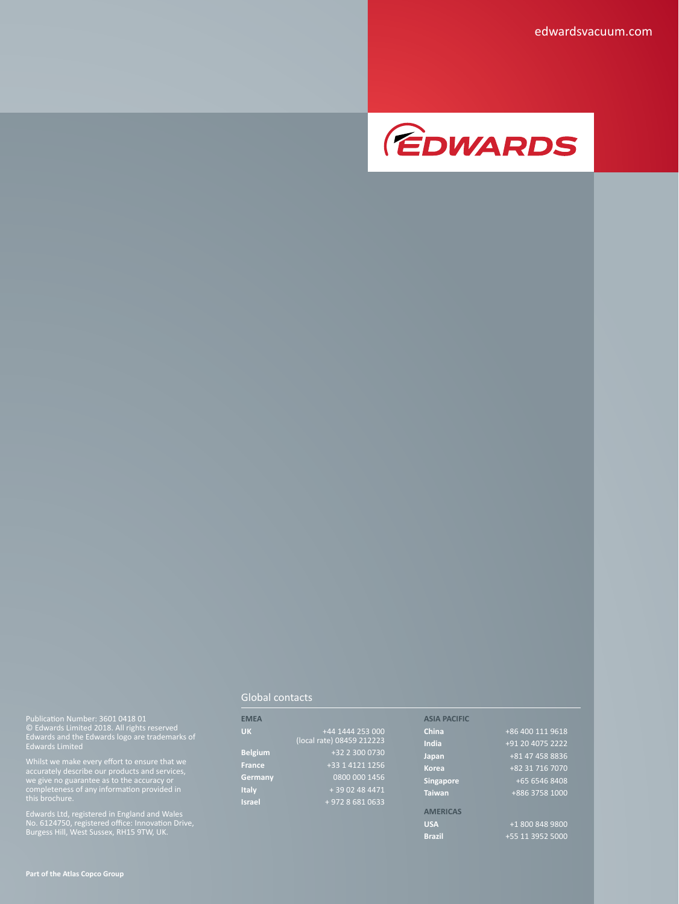edwardsvacuum.com

EDWARDS

Publication Number: 3601 0418 01
© Edwards Limited 2018. All rights reserved
Edwards and the Edwards logo are trademarks of Edwards Limited

Whilst we make every effort to ensure that we accurately describe our products and services, we give no guarantee as to the accuracy or completeness of any information provided in this brochure.

Edwards Ltd, registered in England and Wales No. 6124750, registered office: Innovation Drive, Burgess Hill, West Sussex, RH15 9TW, UK.

## Global contacts

**EMEA**

| | |
|---|---|
| **UK** | +44 1444 253 000<br>(local rate) 08459 212223 |
| **Belgium** | +32 2 300 0730 |
| **France** | +33 1 4121 1256 |
| **Germany** | 0800 000 1456 |
| **Italy** | + 39 02 48 4471 |
| **Israel** | + 972 8 681 0633 |

**ASIA PACIFIC**

| | |
|---|---|
| **China** | +86 400 111 9618 |
| **India** | +91 20 4075 2222 |
| **Japan** | +81 47 458 8836 |
| **Korea** | +82 31 716 7070 |
| **Singapore** | +65 6546 8408 |
| **Taiwan** | +886 3758 1000 |

**AMERICAS**

| | |
|---|---|
| **USA** | +1 800 848 9800 |
| **Brazil** | +55 11 3952 5000 |

**Part of the Atlas Copco Group**